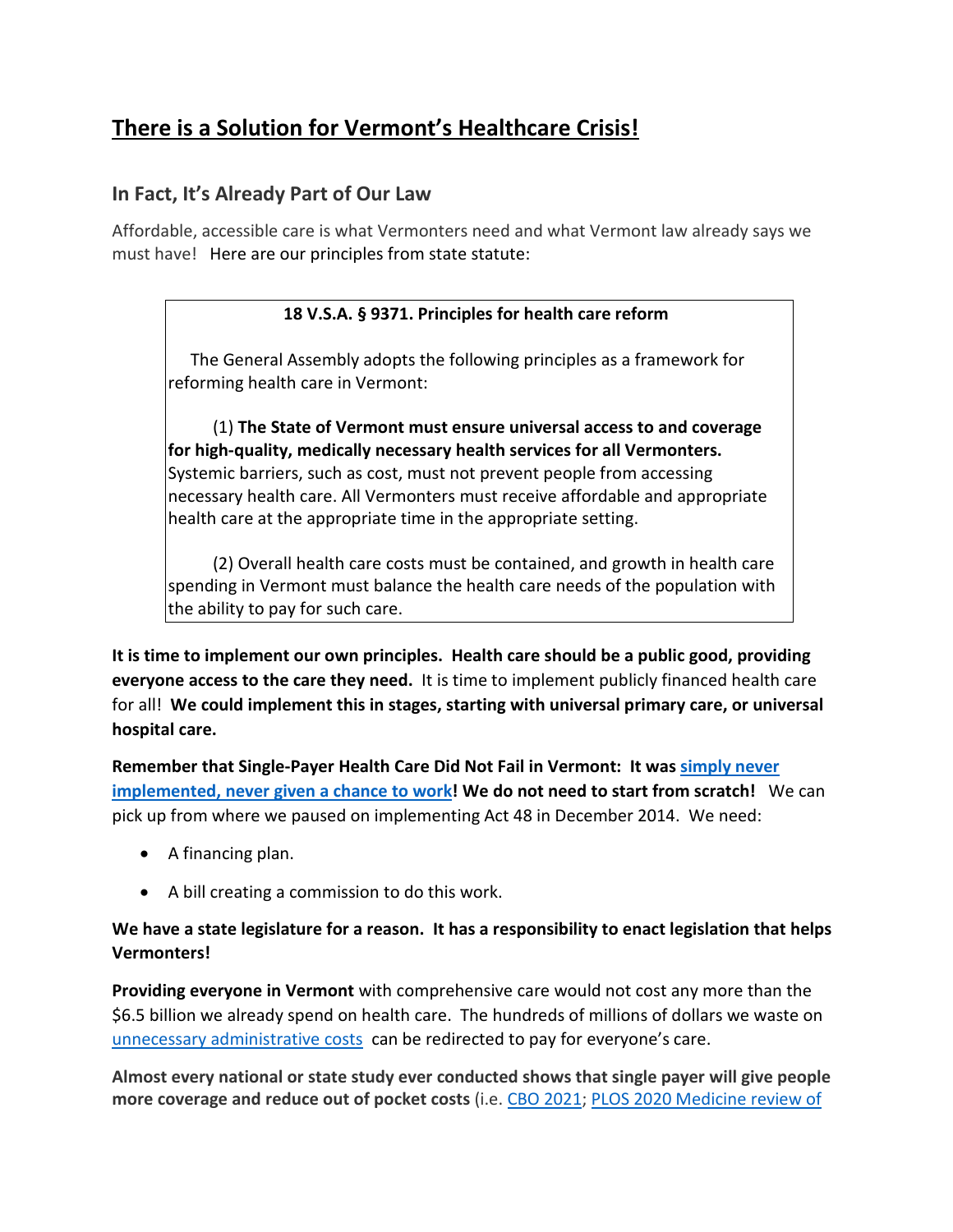# There is a Solution for Vermont's Healthcare Crisis!

## In Fact, It's Already Part of Our Law

Affordable, accessible care is what Vermonters need and what Vermont law already says we must have! Here are our principles from state statute:

> **18 V.S.A. § 9371. Principles for health care reform**
>
> The General Assembly adopts the following principles as a framework for reforming health care in Vermont:
>
> (1) **The State of Vermont must ensure universal access to and coverage for high-quality, medically necessary health services for all Vermonters.** Systemic barriers, such as cost, must not prevent people from accessing necessary health care. All Vermonters must receive affordable and appropriate health care at the appropriate time in the appropriate setting.
>
> (2) Overall health care costs must be contained, and growth in health care spending in Vermont must balance the health care needs of the population with the ability to pay for such care.

**It is time to implement our own principles. Health care should be a public good, providing everyone access to the care they need.** It is time to implement publicly financed health care for all! **We could implement this in stages, starting with universal primary care, or universal hospital care.**

**Remember that Single-Payer Health Care Did Not Fail in Vermont: It was simply never implemented, never given a chance to work! We do not need to start from scratch!** We can pick up from where we paused on implementing Act 48 in December 2014. We need:

- A financing plan.
- A bill creating a commission to do this work.

**We have a state legislature for a reason. It has a responsibility to enact legislation that helps Vermonters!**

**Providing everyone in Vermont** with comprehensive care would not cost any more than the $6.5 billion we already spend on health care. The hundreds of millions of dollars we waste on unnecessary administrative costs can be redirected to pay for everyone's care.

**Almost every national or state study ever conducted shows that single payer will give people more coverage and reduce out of pocket costs** (i.e. CBO 2021; PLOS 2020 Medicine review of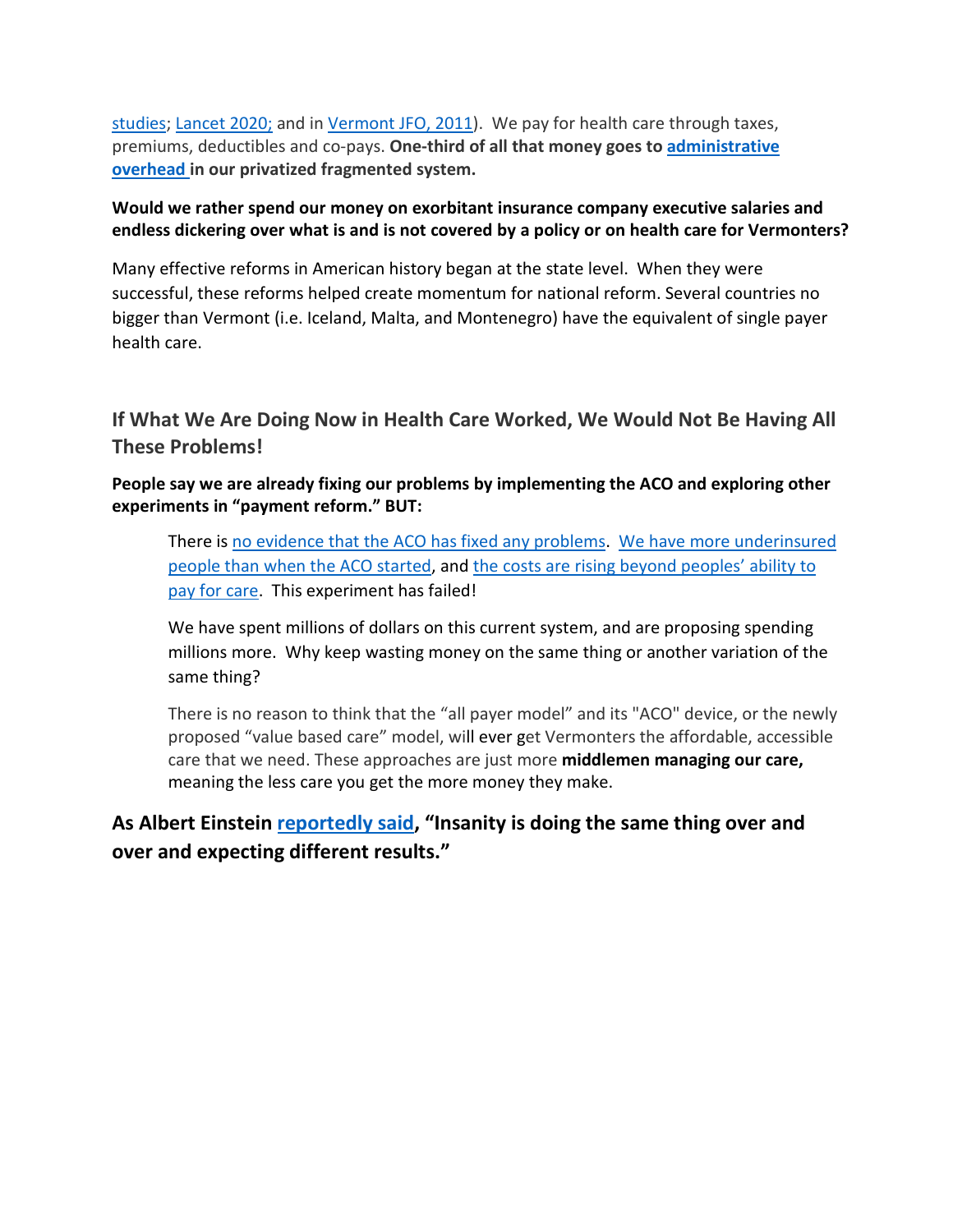studies; Lancet 2020; and in Vermont JFO, 2011). We pay for health care through taxes, premiums, deductibles and co-pays. **One-third of all that money goes to administrative overhead in our privatized fragmented system.**

**Would we rather spend our money on exorbitant insurance company executive salaries and endless dickering over what is and is not covered by a policy or on health care for Vermonters?**

Many effective reforms in American history began at the state level. When they were successful, these reforms helped create momentum for national reform. Several countries no bigger than Vermont (i.e. Iceland, Malta, and Montenegro) have the equivalent of single payer health care.

## If What We Are Doing Now in Health Care Worked, We Would Not Be Having All These Problems!

**People say we are already fixing our problems by implementing the ACO and exploring other experiments in "payment reform." BUT:**

> There is no evidence that the ACO has fixed any problems. We have more underinsured people than when the ACO started, and the costs are rising beyond peoples' ability to pay for care. This experiment has failed!
>
> We have spent millions of dollars on this current system, and are proposing spending millions more. Why keep wasting money on the same thing or another variation of the same thing?
>
> There is no reason to think that the "all payer model" and its "ACO" device, or the newly proposed "value based care" model, will ever get Vermonters the affordable, accessible care that we need. These approaches are just more **middlemen managing our care,** meaning the less care you get the more money they make.

### As Albert Einstein reportedly said, "Insanity is doing the same thing over and over and expecting different results."